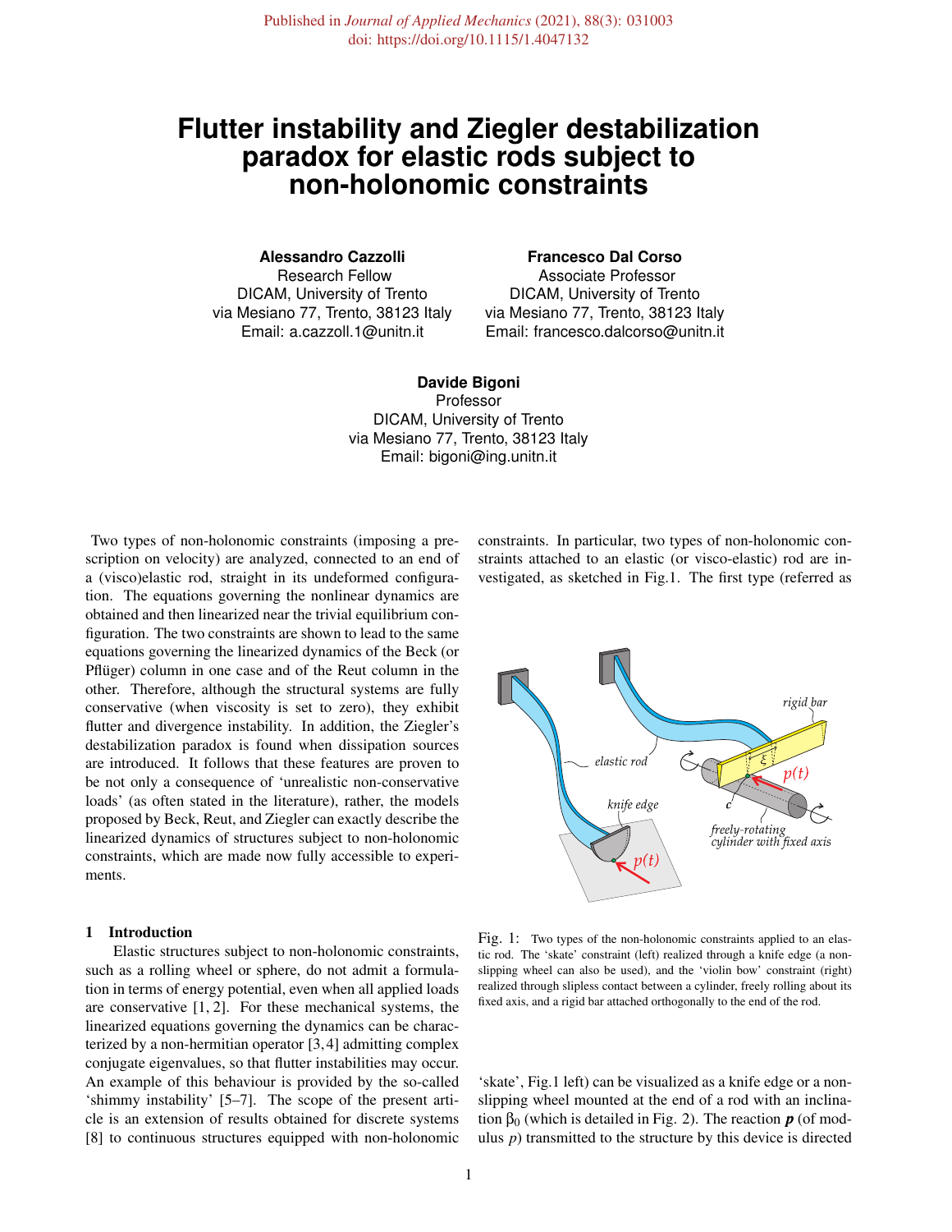Published in *Journal of Applied Mechanics* (2021), 88(3): 031003
doi: https://doi.org/10.1115/1.4047132

# Flutter instability and Ziegler destabilization paradox for elastic rods subject to non-holonomic constraints

**Alessandro Cazzolli**
Research Fellow
DICAM, University of Trento
via Mesiano 77, Trento, 38123 Italy
Email: a.cazzoll.1@unitn.it

**Francesco Dal Corso**
Associate Professor
DICAM, University of Trento
via Mesiano 77, Trento, 38123 Italy
Email: francesco.dalcorso@unitn.it

**Davide Bigoni**
Professor
DICAM, University of Trento
via Mesiano 77, Trento, 38123 Italy
Email: bigoni@ing.unitn.it

Two types of non-holonomic constraints (imposing a prescription on velocity) are analyzed, connected to an end of a (visco)elastic rod, straight in its undeformed configuration. The equations governing the nonlinear dynamics are obtained and then linearized near the trivial equilibrium configuration. The two constraints are shown to lead to the same equations governing the linearized dynamics of the Beck (or Pflüger) column in one case and of the Reut column in the other. Therefore, although the structural systems are fully conservative (when viscosity is set to zero), they exhibit flutter and divergence instability. In addition, the Ziegler's destabilization paradox is found when dissipation sources are introduced. It follows that these features are proven to be not only a consequence of 'unrealistic non-conservative loads' (as often stated in the literature), rather, the models proposed by Beck, Reut, and Ziegler can exactly describe the linearized dynamics of structures subject to non-holonomic constraints, which are made now fully accessible to experiments.

## 1 Introduction

Elastic structures subject to non-holonomic constraints, such as a rolling wheel or sphere, do not admit a formulation in terms of energy potential, even when all applied loads are conservative [1, 2]. For these mechanical systems, the linearized equations governing the dynamics can be characterized by a non-hermitian operator [3, 4] admitting complex conjugate eigenvalues, so that flutter instabilities may occur. An example of this behaviour is provided by the so-called 'shimmy instability' [5–7]. The scope of the present article is an extension of results obtained for discrete systems [8] to continuous structures equipped with non-holonomic constraints. In particular, two types of non-holonomic constraints attached to an elastic (or visco-elastic) rod are investigated, as sketched in Fig.1. The first type (referred as 'skate', Fig.1 left) can be visualized as a knife edge or a non-slipping wheel mounted at the end of a rod with an inclination $\beta_0$ (which is detailed in Fig. 2). The reaction $\boldsymbol{p}$ (of modulus $p$) transmitted to the structure by this device is directed

Fig. 1: Two types of the non-holonomic constraints applied to an elastic rod. The 'skate' constraint (left) realized through a knife edge (a non-slipping wheel can also be used), and the 'violin bow' constraint (right) realized through slipless contact between a cylinder, freely rolling about its fixed axis, and a rigid bar attached orthogonally to the end of the rod.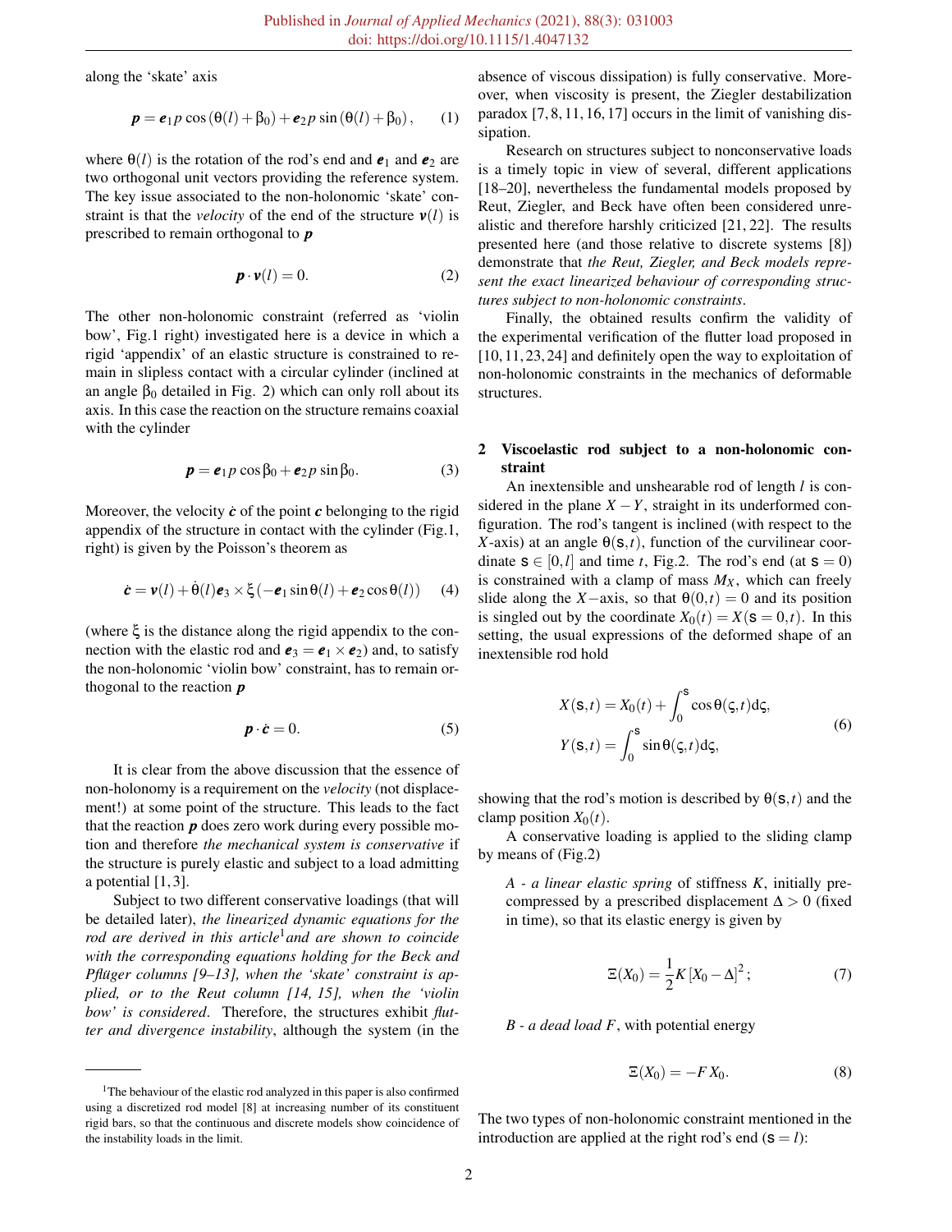along the 'skate' axis

$$\boldsymbol{p} = \boldsymbol{e}_1 p \cos(\theta(l) + \beta_0) + \boldsymbol{e}_2 p \sin(\theta(l) + \beta_0), \qquad (1)$$

where $\theta(l)$ is the rotation of the rod's end and $\boldsymbol{e}_1$ and $\boldsymbol{e}_2$ are two orthogonal unit vectors providing the reference system. The key issue associated to the non-holonomic 'skate' constraint is that the *velocity* of the end of the structure $\boldsymbol{v}(l)$ is prescribed to remain orthogonal to $\boldsymbol{p}$

$$\boldsymbol{p} \cdot \boldsymbol{v}(l) = 0. \qquad (2)$$

The other non-holonomic constraint (referred as 'violin bow', Fig.1 right) investigated here is a device in which a rigid 'appendix' of an elastic structure is constrained to remain in slipless contact with a circular cylinder (inclined at an angle $\beta_0$ detailed in Fig. 2) which can only roll about its axis. In this case the reaction on the structure remains coaxial with the cylinder

$$\boldsymbol{p} = \boldsymbol{e}_1 p \cos\beta_0 + \boldsymbol{e}_2 p \sin\beta_0. \qquad (3)$$

Moreover, the velocity $\dot{\boldsymbol{c}}$ of the point $\boldsymbol{c}$ belonging to the rigid appendix of the structure in contact with the cylinder (Fig.1, right) is given by the Poisson's theorem as

$$\dot{\boldsymbol{c}} = \boldsymbol{v}(l) + \dot{\theta}(l)\boldsymbol{e}_3 \times \xi\left(-\boldsymbol{e}_1 \sin\theta(l) + \boldsymbol{e}_2 \cos\theta(l)\right) \qquad (4)$$

(where $\xi$ is the distance along the rigid appendix to the connection with the elastic rod and $\boldsymbol{e}_3 = \boldsymbol{e}_1 \times \boldsymbol{e}_2$) and, to satisfy the non-holonomic 'violin bow' constraint, has to remain orthogonal to the reaction $\boldsymbol{p}$

$$\boldsymbol{p} \cdot \dot{\boldsymbol{c}} = 0. \qquad (5)$$

It is clear from the above discussion that the essence of non-holonomy is a requirement on the *velocity* (not displacement!) at some point of the structure. This leads to the fact that the reaction $\boldsymbol{p}$ does zero work during every possible motion and therefore *the mechanical system is conservative* if the structure is purely elastic and subject to a load admitting a potential [1,3].

Subject to two different conservative loadings (that will be detailed later), *the linearized dynamic equations for the rod are derived in this article*[1] *and are shown to coincide with the corresponding equations holding for the Beck and Pflüger columns [9–13], when the 'skate' constraint is applied, or to the Reut column [14, 15], when the 'violin bow' is considered*. Therefore, the structures exhibit *flutter and divergence instability*, although the system (in the absence of viscous dissipation) is fully conservative. Moreover, when viscosity is present, the Ziegler destabilization paradox [7, 8, 11, 16, 17] occurs in the limit of vanishing dissipation.

Research on structures subject to nonconservative loads is a timely topic in view of several, different applications [18–20], nevertheless the fundamental models proposed by Reut, Ziegler, and Beck have often been considered unrealistic and therefore harshly criticized [21, 22]. The results presented here (and those relative to discrete systems [8]) demonstrate that *the Reut, Ziegler, and Beck models represent the exact linearized behaviour of corresponding structures subject to non-holonomic constraints*.

Finally, the obtained results confirm the validity of the experimental verification of the flutter load proposed in [10, 11, 23, 24] and definitely open the way to exploitation of non-holonomic constraints in the mechanics of deformable structures.

## 2 Viscoelastic rod subject to a non-holonomic constraint

An inextensible and unshearable rod of length $l$ is considered in the plane $X-Y$, straight in its underformed configuration. The rod's tangent is inclined (with respect to the $X$-axis) at an angle $\theta(\mathsf{s},t)$, function of the curvilinear coordinate $\mathsf{s} \in [0,l]$ and time $t$, Fig.2. The rod's end (at $\mathsf{s}=0$) is constrained with a clamp of mass $M_X$, which can freely slide along the $X-$axis, so that $\theta(0,t)=0$ and its position is singled out by the coordinate $X_0(t) = X(\mathsf{s}=0,t)$. In this setting, the usual expressions of the deformed shape of an inextensible rod hold

$$\begin{aligned} X(\mathsf{s},t) &= X_0(t) + \int_0^{\mathsf{s}} \cos\theta(\varsigma,t)\mathrm{d}\varsigma, \\ Y(\mathsf{s},t) &= \int_0^{\mathsf{s}} \sin\theta(\varsigma,t)\mathrm{d}\varsigma, \end{aligned} \qquad (6)$$

showing that the rod's motion is described by $\theta(\mathsf{s},t)$ and the clamp position $X_0(t)$.

A conservative loading is applied to the sliding clamp by means of (Fig.2)

*A - a linear elastic spring* of stiffness $K$, initially precompressed by a prescribed displacement $\Delta > 0$ (fixed in time), so that its elastic energy is given by

$$\Xi(X_0) = \frac{1}{2}K\left[X_0 - \Delta\right]^2; \qquad (7)$$

*B - a dead load $F$*, with potential energy

$$\Xi(X_0) = -F X_0. \qquad (8)$$

The two types of non-holonomic constraint mentioned in the introduction are applied at the right rod's end ($\mathsf{s}=l$):

[1] The behaviour of the elastic rod analyzed in this paper is also confirmed using a discretized rod model [8] at increasing number of its constituent rigid bars, so that the continuous and discrete models show coincidence of the instability loads in the limit.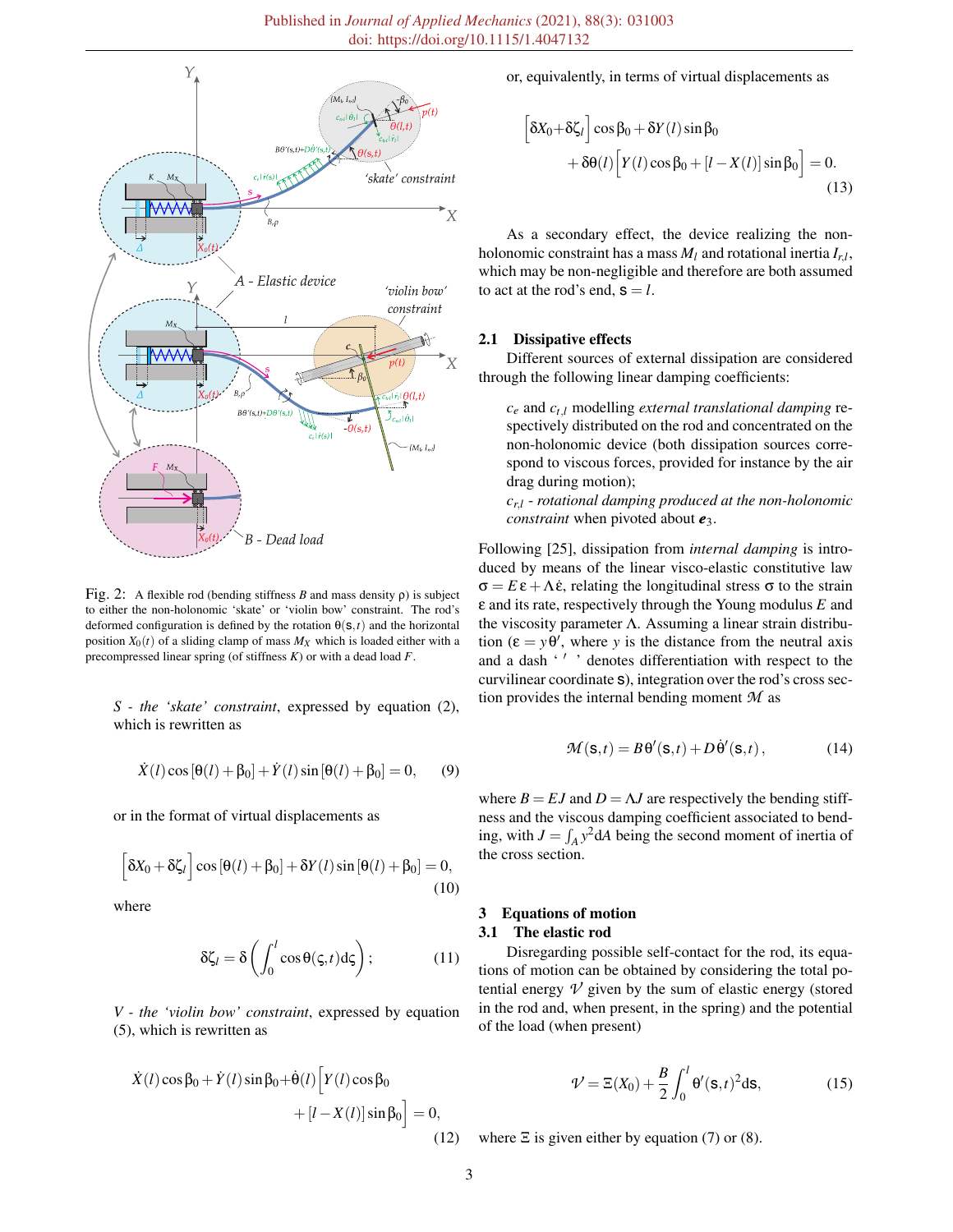Fig. 2: A flexible rod (bending stiffness $B$ and mass density $\rho$) is subject to either the non-holonomic 'skate' or 'violin bow' constraint. The rod's deformed configuration is defined by the rotation $\theta(\mathsf{s},t)$ and the horizontal position $X_0(t)$ of a sliding clamp of mass $M_X$ which is loaded either with a precompressed linear spring (of stiffness $K$) or with a dead load $F$.

*S - the 'skate' constraint*, expressed by equation (2), which is rewritten as

$$\dot{X}(l)\cos[\theta(l)+\beta_0]+\dot{Y}(l)\sin[\theta(l)+\beta_0]=0, \tag{9}$$

or in the format of virtual displacements as

$$\left[\delta X_0+\delta\zeta_l\right]\cos[\theta(l)+\beta_0]+\delta Y(l)\sin[\theta(l)+\beta_0]=0, \tag{10}$$

where

$$\delta\zeta_l=\delta\left(\int_0^l\cos\theta(\varsigma,t)\mathrm{d}\varsigma\right); \tag{11}$$

*V - the 'violin bow' constraint*, expressed by equation (5), which is rewritten as

$$\dot{X}(l)\cos\beta_0+\dot{Y}(l)\sin\beta_0+\dot{\theta}(l)\Big[Y(l)\cos\beta_0+[l-X(l)]\sin\beta_0\Big]=0, \tag{12}$$

or, equivalently, in terms of virtual displacements as

$$\left[\delta X_0+\delta\zeta_l\right]\cos\beta_0+\delta Y(l)\sin\beta_0+\delta\theta(l)\Big[Y(l)\cos\beta_0+[l-X(l)]\sin\beta_0\Big]=0. \tag{13}$$

As a secondary effect, the device realizing the non-holonomic constraint has a mass $M_l$ and rotational inertia $I_{r,l}$, which may be non-negligible and therefore are both assumed to act at the rod's end, $\mathsf{s}=l$.

### 2.1 Dissipative effects

Different sources of external dissipation are considered through the following linear damping coefficients:

$c_e$ and $c_{t,l}$ modelling *external translational damping* respectively distributed on the rod and concentrated on the non-holonomic device (both dissipation sources correspond to viscous forces, provided for instance by the air drag during motion);

$c_{r,l}$ - *rotational damping produced at the non-holonomic constraint* when pivoted about $\boldsymbol{e}_3$.

Following [25], dissipation from *internal damping* is introduced by means of the linear visco-elastic constitutive law $\sigma=E\,\varepsilon+\Lambda\dot{\varepsilon}$, relating the longitudinal stress $\sigma$ to the strain $\varepsilon$ and its rate, respectively through the Young modulus $E$ and the viscosity parameter $\Lambda$. Assuming a linear strain distribution ($\varepsilon=y\,\theta'$, where $y$ is the distance from the neutral axis and a dash ' $'$ ' denotes differentiation with respect to the curvilinear coordinate $\mathsf{s}$), integration over the rod's cross section provides the internal bending moment $\mathcal{M}$ as

$$\mathcal{M}(\mathsf{s},t)=B\theta'(\mathsf{s},t)+D\dot{\theta}'(\mathsf{s},t), \tag{14}$$

where $B=EJ$ and $D=\Lambda J$ are respectively the bending stiffness and the viscous damping coefficient associated to bending, with $J=\int_A y^2\mathrm{d}A$ being the second moment of inertia of the cross section.

## 3 Equations of motion

### 3.1 The elastic rod

Disregarding possible self-contact for the rod, its equations of motion can be obtained by considering the total potential energy $\mathcal{V}$ given by the sum of elastic energy (stored in the rod and, when present, in the spring) and the potential of the load (when present)

$$\mathcal{V}=\Xi(X_0)+\frac{B}{2}\int_0^l\theta'(\mathsf{s},t)^2\mathrm{d}\mathsf{s}, \tag{15}$$

where $\Xi$ is given either by equation (7) or (8).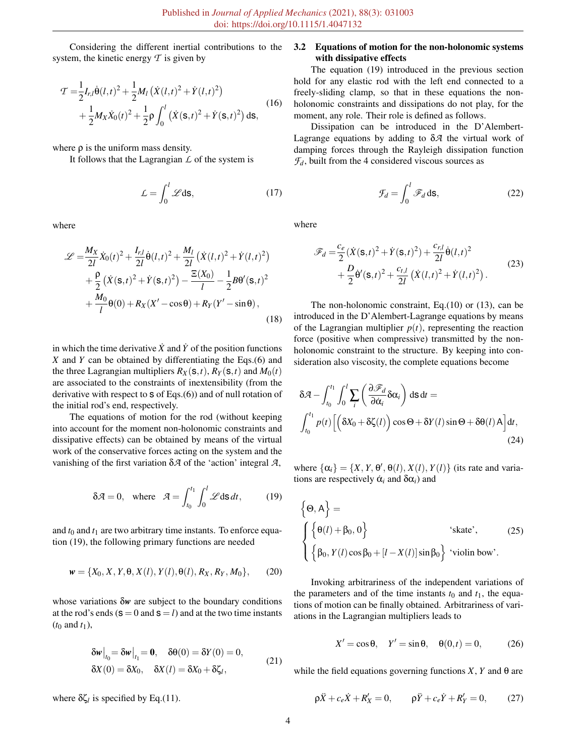Considering the different inertial contributions to the system, the kinetic energy $\mathcal{T}$ is given by

$$
\begin{aligned}
\mathcal{T} =& \frac{1}{2} I_{r,l} \dot{\theta}(l,t)^2 + \frac{1}{2} M_l \left( \dot{X}(l,t)^2 + \dot{Y}(l,t)^2 \right) \\
&+ \frac{1}{2} M_X \dot{X}_0(t)^2 + \frac{1}{2} \rho \int_0^l \left( \dot{X}(\mathsf{s},t)^2 + \dot{Y}(\mathsf{s},t)^2 \right) d\mathsf{s},
\end{aligned}
\tag{16}
$$

where $\rho$ is the uniform mass density.

It follows that the Lagrangian $\mathcal{L}$ of the system is

$$
\mathcal{L} = \int_0^l \mathscr{L} d\mathsf{s},
\tag{17}
$$

where

$$
\begin{aligned}
\mathscr{L} =& \frac{M_X}{2l} \dot{X}_0(t)^2 + \frac{I_{r,l}}{2l} \dot{\theta}(l,t)^2 + \frac{M_l}{2l} \left( \dot{X}(l,t)^2 + \dot{Y}(l,t)^2 \right) \\
&+ \frac{\rho}{2} \left( \dot{X}(\mathsf{s},t)^2 + \dot{Y}(\mathsf{s},t)^2 \right) - \frac{\Xi(X_0)}{l} - \frac{1}{2} B \theta'(\mathsf{s},t)^2 \\
&+ \frac{M_0}{l} \theta(0) + R_X (X' - \cos\theta) + R_Y (Y' - \sin\theta),
\end{aligned}
\tag{18}
$$

in which the time derivative $\dot{X}$ and $\dot{Y}$ of the position functions $X$ and $Y$ can be obtained by differentiating the Eqs.(6) and the three Lagrangian multipliers $R_X(\mathsf{s},t)$, $R_Y(\mathsf{s},t)$ and $M_0(t)$ are associated to the constraints of inextensibility (from the derivative with respect to $\mathsf{s}$ of Eqs.(6)) and of null rotation of the initial rod's end, respectively.

The equations of motion for the rod (without keeping into account for the moment non-holonomic constraints and dissipative effects) can be obtained by means of the virtual work of the conservative forces acting on the system and the vanishing of the first variation $\delta\mathcal{A}$ of the 'action' integral $\mathcal{A}$,

$$
\delta\mathcal{A} = 0, \quad \text{where} \quad \mathcal{A} = \int_{t_0}^{t_1} \int_0^l \mathscr{L} d\mathsf{s}\, dt,
\tag{19}
$$

and $t_0$ and $t_1$ are two arbitrary time instants. To enforce equation (19), the following primary functions are needed

$$
\boldsymbol{w} = \{X_0, X, Y, \theta, X(l), Y(l), \theta(l), R_X, R_Y, M_0\},
\tag{20}
$$

whose variations $\delta\boldsymbol{w}$ are subject to the boundary conditions at the rod's ends ($\mathsf{s}=0$ and $\mathsf{s}=l$) and at the two time instants ($t_0$ and $t_1$),

$$
\begin{aligned}
&\delta\boldsymbol{w}\big|_{t_0} = \delta\boldsymbol{w}\big|_{t_1} = \boldsymbol{0}, \quad \delta\theta(0) = \delta Y(0) = 0, \\
&\delta X(0) = \delta X_0, \quad \delta X(l) = \delta X_0 + \delta\zeta_l,
\end{aligned}
\tag{21}
$$

where $\delta\zeta_l$ is specified by Eq.(11).

## 3.2 Equations of motion for the non-holonomic systems with dissipative effects

The equation (19) introduced in the previous section hold for any elastic rod with the left end connected to a freely-sliding clamp, so that in these equations the non-holonomic constraints and dissipations do not play, for the moment, any role. Their role is defined as follows.

Dissipation can be introduced in the D'Alembert-Lagrange equations by adding to $\delta\mathcal{A}$ the virtual work of damping forces through the Rayleigh dissipation function $\mathcal{F}_d$, built from the 4 considered viscous sources as

$$
\mathcal{F}_d = \int_0^l \mathscr{F}_d \, d\mathsf{s},
\tag{22}
$$

where

$$
\begin{aligned}
\mathscr{F}_d =& \frac{c_e}{2} (\dot{X}(\mathsf{s},t)^2 + \dot{Y}(\mathsf{s},t)^2) + \frac{c_{r,l}}{2l} \dot{\theta}(l,t)^2 \\
&+ \frac{D}{2} \dot{\theta}'(\mathsf{s},t)^2 + \frac{c_{t,l}}{2l} \left( \dot{X}(l,t)^2 + \dot{Y}(l,t)^2 \right).
\end{aligned}
\tag{23}
$$

The non-holonomic constraint, Eq.(10) or (13), can be introduced in the D'Alembert-Lagrange equations by means of the Lagrangian multiplier $p(t)$, representing the reaction force (positive when compressive) transmitted by the non-holonomic constraint to the structure. By keeping into consideration also viscosity, the complete equations become

$$
\begin{aligned}
&\delta\mathcal{A} - \int_{t_0}^{t_1} \int_0^l \sum_i \left( \frac{\partial \mathscr{F}_d}{\partial \dot{\alpha}_i} \delta\alpha_i \right) d\mathsf{s}\, dt = \\
&\int_{t_0}^{t_1} p(t) \Big[ \Big( \delta X_0 + \delta\zeta(l) \Big) \cos\Theta + \delta Y(l) \sin\Theta + \delta\theta(l)\, \mathsf{A} \Big] dt,
\end{aligned}
\tag{24}
$$

where $\{\alpha_i\} = \{X, Y, \theta', \theta(l), X(l), Y(l)\}$ (its rate and variations are respectively $\dot{\alpha}_i$ and $\delta\alpha_i$) and

$$
\Big\{\Theta, \mathsf{A}\Big\} =
\begin{cases}
\Big\{\theta(l) + \beta_0, 0\Big\} & \text{'skate'}, \\
\Big\{\beta_0, Y(l)\cos\beta_0 + [l - X(l)]\sin\beta_0\Big\} & \text{'violin bow'}.
\end{cases}
\tag{25}
$$

Invoking arbitrariness of the independent variations of the parameters and of the time instants $t_0$ and $t_1$, the equations of motion can be finally obtained. Arbitrariness of variations in the Lagrangian multipliers leads to

$$
X' = \cos\theta, \quad Y' = \sin\theta, \quad \theta(0,t) = 0,
\tag{26}
$$

while the field equations governing functions $X$, $Y$ and $\theta$ are

$$
\rho\ddot{X} + c_e\dot{X} + R_X' = 0, \qquad \rho\ddot{Y} + c_e\dot{Y} + R_Y' = 0,
\tag{27}
$$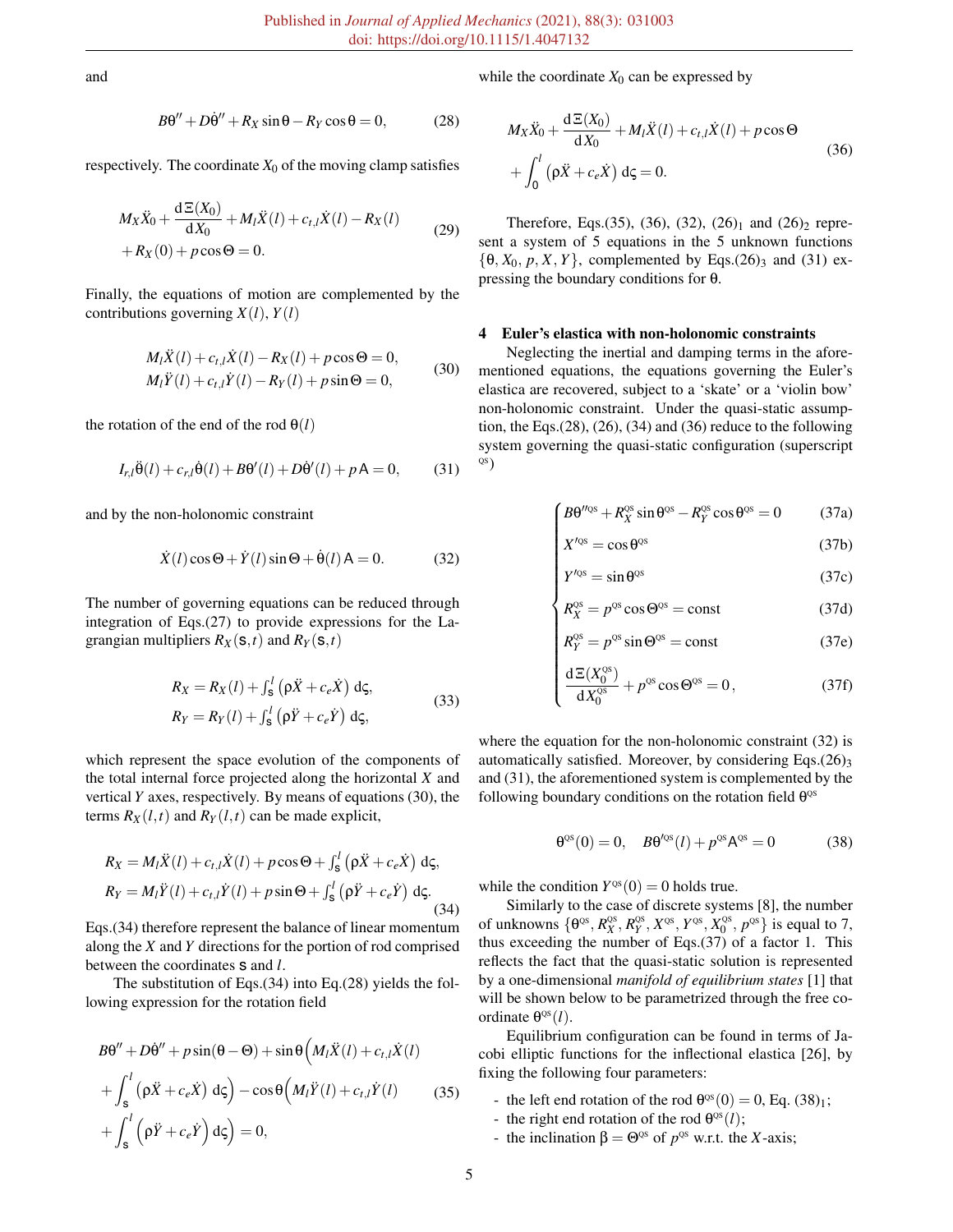and

$$B\theta'' + D\dot{\theta}'' + R_X \sin\theta - R_Y \cos\theta = 0, \tag{28}$$

respectively. The coordinate $X_0$ of the moving clamp satisfies

$$M_X \ddot{X}_0 + \frac{\mathrm{d}\,\Xi(X_0)}{\mathrm{d}X_0} + M_l \ddot{X}(l) + c_{t,l}\dot{X}(l) - R_X(l) + R_X(0) + p\cos\Theta = 0. \tag{29}$$

Finally, the equations of motion are complemented by the contributions governing $X(l)$, $Y(l)$

$$\begin{aligned} M_l \ddot{X}(l) + c_{t,l}\dot{X}(l) - R_X(l) + p\cos\Theta = 0, \\ M_l \ddot{Y}(l) + c_{t,l}\dot{Y}(l) - R_Y(l) + p\sin\Theta = 0, \end{aligned} \tag{30}$$

the rotation of the end of the rod $\theta(l)$

$$I_{r,l}\ddot{\theta}(l) + c_{r,l}\dot{\theta}(l) + B\theta'(l) + D\dot{\theta}'(l) + p\mathsf{A} = 0, \tag{31}$$

and by the non-holonomic constraint

$$\dot{X}(l)\cos\Theta + \dot{Y}(l)\sin\Theta + \dot{\theta}(l)\mathsf{A} = 0. \tag{32}$$

The number of governing equations can be reduced through integration of Eqs.(27) to provide expressions for the Lagrangian multipliers $R_X(\mathsf{s},t)$ and $R_Y(\mathsf{s},t)$

$$\begin{aligned} R_X = R_X(l) + \textstyle\int_{\mathsf{s}}^{l} \left(\rho\ddot{X} + c_e\dot{X}\right)\, \mathrm{d}\varsigma, \\ R_Y = R_Y(l) + \textstyle\int_{\mathsf{s}}^{l} \left(\rho\ddot{Y} + c_e\dot{Y}\right)\, \mathrm{d}\varsigma, \end{aligned} \tag{33}$$

which represent the space evolution of the components of the total internal force projected along the horizontal $X$ and vertical $Y$ axes, respectively. By means of equations (30), the terms $R_X(l,t)$ and $R_Y(l,t)$ can be made explicit,

$$\begin{aligned} R_X = M_l\ddot{X}(l) + c_{t,l}\dot{X}(l) + p\cos\Theta + \textstyle\int_{\mathsf{s}}^{l} \left(\rho\ddot{X} + c_e\dot{X}\right)\, \mathrm{d}\varsigma, \\ R_Y = M_l\ddot{Y}(l) + c_{t,l}\dot{Y}(l) + p\sin\Theta + \textstyle\int_{\mathsf{s}}^{l} \left(\rho\ddot{Y} + c_e\dot{Y}\right)\, \mathrm{d}\varsigma. \end{aligned} \tag{34}$$

Eqs.(34) therefore represent the balance of linear momentum along the $X$ and $Y$ directions for the portion of rod comprised between the coordinates $\mathsf{s}$ and $l$.

The substitution of Eqs.(34) into Eq.(28) yields the following expression for the rotation field

$$\begin{aligned} & B\theta'' + D\dot{\theta}'' + p\sin(\theta - \Theta) + \sin\theta\Big(M_l\ddot{X}(l) + c_{t,l}\dot{X}(l) \\ & + \int_{\mathsf{s}}^{l} \left(\rho\ddot{X} + c_e\dot{X}\right)\, \mathrm{d}\varsigma\Big) - \cos\theta\Big(M_l\ddot{Y}(l) + c_{t,l}\dot{Y}(l) \\ & + \int_{\mathsf{s}}^{l} \left(\rho\ddot{Y} + c_e\dot{Y}\right)\, \mathrm{d}\varsigma\Big) = 0, \end{aligned} \tag{35}$$

while the coordinate $X_0$ can be expressed by

$$\begin{aligned} & M_X\ddot{X}_0 + \frac{\mathrm{d}\,\Xi(X_0)}{\mathrm{d}X_0} + M_l\ddot{X}(l) + c_{t,l}\dot{X}(l) + p\cos\Theta \\ & + \int_0^{l} \left(\rho\ddot{X} + c_e\dot{X}\right)\, \mathrm{d}\varsigma = 0. \end{aligned} \tag{36}$$

Therefore, Eqs.(35), (36), (32), $(26)_1$ and $(26)_2$ represent a system of 5 equations in the 5 unknown functions $\{\theta, X_0, p, X, Y\}$, complemented by Eqs.$(26)_3$ and (31) expressing the boundary conditions for $\theta$.

## 4 Euler's elastica with non-holonomic constraints

Neglecting the inertial and damping terms in the aforementioned equations, the equations governing the Euler's elastica are recovered, subject to a 'skate' or a 'violin bow' non-holonomic constraint. Under the quasi-static assumption, the Eqs.(28), (26), (34) and (36) reduce to the following system governing the quasi-static configuration (superscript $^{\text{QS}}$)

$$\begin{cases} B\theta''^{\text{QS}} + R_X^{\text{QS}}\sin\theta^{\text{QS}} - R_Y^{\text{QS}}\cos\theta^{\text{QS}} = 0 & \text{(37a)} \\ X'^{\text{QS}} = \cos\theta^{\text{QS}} & \text{(37b)} \\ Y'^{\text{QS}} = \sin\theta^{\text{QS}} & \text{(37c)} \\ R_X^{\text{QS}} = p^{\text{QS}}\cos\Theta^{\text{QS}} = \text{const} & \text{(37d)} \\ R_Y^{\text{QS}} = p^{\text{QS}}\sin\Theta^{\text{QS}} = \text{const} & \text{(37e)} \\ \dfrac{\mathrm{d}\,\Xi(X_0^{\text{QS}})}{\mathrm{d}X_0^{\text{QS}}} + p^{\text{QS}}\cos\Theta^{\text{QS}} = 0\,, & \text{(37f)} \end{cases}$$

where the equation for the non-holonomic constraint (32) is automatically satisfied. Moreover, by considering Eqs.$(26)_3$ and (31), the aforementioned system is complemented by the following boundary conditions on the rotation field $\theta^{\text{QS}}$

$$\theta^{\text{QS}}(0) = 0, \quad B\theta'^{\text{QS}}(l) + p^{\text{QS}}\mathsf{A}^{\text{QS}} = 0 \tag{38}$$

while the condition $Y^{\text{QS}}(0) = 0$ holds true.

Similarly to the case of discrete systems [8], the number of unknowns $\{\theta^{\text{QS}}, R_X^{\text{QS}}, R_Y^{\text{QS}}, X^{\text{QS}}, Y^{\text{QS}}, X_0^{\text{QS}}, p^{\text{QS}}\}$ is equal to 7, thus exceeding the number of Eqs.(37) of a factor 1. This reflects the fact that the quasi-static solution is represented by a one-dimensional *manifold of equilibrium states* [1] that will be shown below to be parametrized through the free coordinate $\theta^{\text{QS}}(l)$.

Equilibrium configuration can be found in terms of Jacobi elliptic functions for the inflectional elastica [26], by fixing the following four parameters:

- the left end rotation of the rod $\theta^{\text{QS}}(0) = 0$, Eq. $(38)_1$;
- the right end rotation of the rod $\theta^{\text{QS}}(l)$;
- the inclination $\beta = \Theta^{\text{QS}}$ of $p^{\text{QS}}$ w.r.t. the $X$-axis;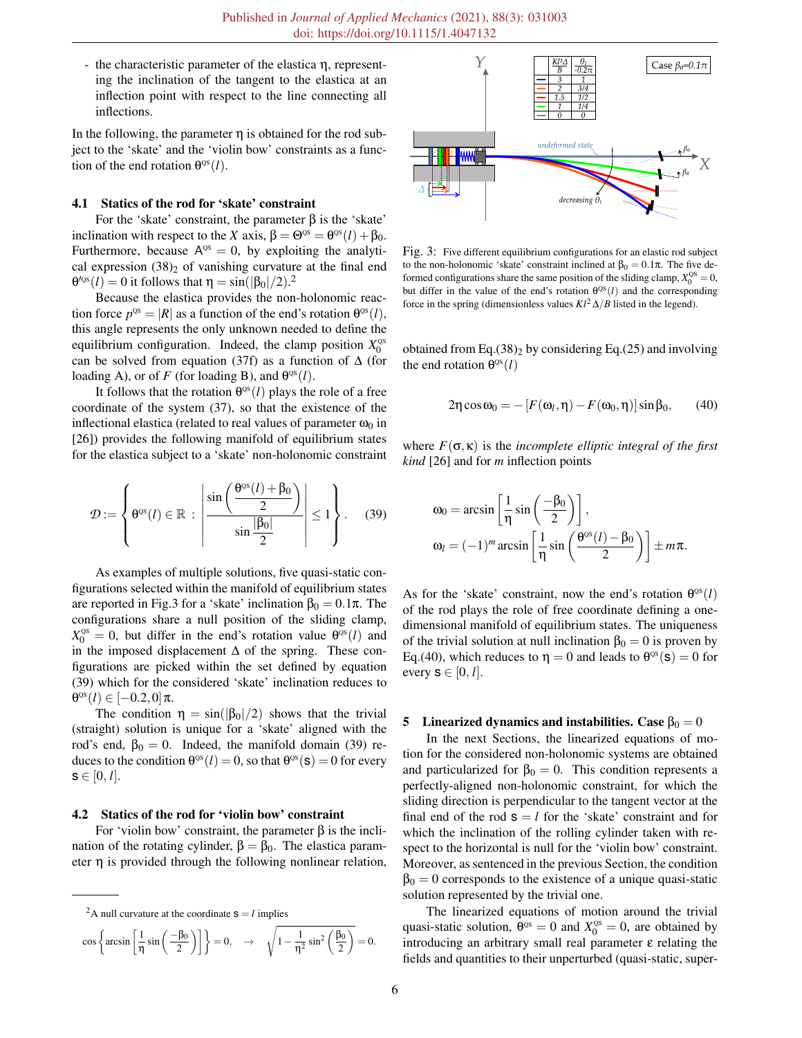- the characteristic parameter of the elastica $\eta$, representing the inclination of the tangent to the elastica at an inflection point with respect to the line connecting all inflections.

In the following, the parameter $\eta$ is obtained for the rod subject to the 'skate' and the 'violin bow' constraints as a function of the end rotation $\theta^{QS}(l)$.

### 4.1 Statics of the rod for 'skate' constraint

For the 'skate' constraint, the parameter $\beta$ is the 'skate' inclination with respect to the $X$ axis, $\beta = \Theta^{QS} = \theta^{QS}(l) + \beta_0$. Furthermore, because $A^{QS} = 0$, by exploiting the analytical expression $(38)_2$ of vanishing curvature at the final end $\theta'^{QS}(l) = 0$ it follows that $\eta = \sin(|\beta_0|/2)$.[2]

Because the elastica provides the non-holonomic reaction force $p^{QS} = |R|$ as a function of the end's rotation $\theta^{QS}(l)$, this angle represents the only unknown needed to define the equilibrium configuration. Indeed, the clamp position $X_0^{QS}$ can be solved from equation (37f) as a function of $\Delta$ (for loading A), or of $F$ (for loading B), and $\theta^{QS}(l)$.

It follows that the rotation $\theta^{QS}(l)$ plays the role of a free coordinate of the system (37), so that the existence of the inflectional elastica (related to real values of parameter $\omega_0$ in [26]) provides the following manifold of equilibrium states for the elastica subject to a 'skate' non-holonomic constraint

$$\mathcal{D} := \left\{ \theta^{QS}(l) \in \mathbb{R} \, : \, \left| \frac{\sin\left(\dfrac{\theta^{QS}(l)+\beta_0}{2}\right)}{\sin\dfrac{|\beta_0|}{2}} \right| \leq 1 \right\}. \quad (39)$$

As examples of multiple solutions, five quasi-static configurations selected within the manifold of equilibrium states are reported in Fig.3 for a 'skate' inclination $\beta_0 = 0.1\pi$. The configurations share a null position of the sliding clamp, $X_0^{QS} = 0$, but differ in the end's rotation value $\theta^{QS}(l)$ and in the imposed displacement $\Delta$ of the spring. These configurations are picked within the set defined by equation (39) which for the considered 'skate' inclination reduces to $\theta^{QS}(l) \in [-0.2, 0]\,\pi$.

The condition $\eta = \sin(|\beta_0|/2)$ shows that the trivial (straight) solution is unique for a 'skate' aligned with the rod's end, $\beta_0 = 0$. Indeed, the manifold domain (39) reduces to the condition $\theta^{QS}(l) = 0$, so that $\theta^{QS}(s) = 0$ for every $s \in [0, l]$.

### 4.2 Statics of the rod for 'violin bow' constraint

For 'violin bow' constraint, the parameter $\beta$ is the inclination of the rotating cylinder, $\beta = \beta_0$. The elastica parameter $\eta$ is provided through the following nonlinear relation,

| | $Kl^2\Delta/B$ | $\theta_l/(-0.2\pi)$ |
|---|---|---|
| blue | 3 | 1 |
| orange | 2 | 3/4 |
| red | 1.5 | 1/2 |
| green | 1 | 1/4 |
| gray | 0 | 0 |

Fig. 3: Five different equilibrium configurations for an elastic rod subject to the non-holonomic 'skate' constraint inclined at $\beta_0 = 0.1\pi$. The five deformed configurations share the same position of the sliding clamp, $X_0^{QS} = 0$, but differ in the value of the end's rotation $\theta^{QS}(l)$ and the corresponding force in the spring (dimensionless values $Kl^2\Delta/B$ listed in the legend).

obtained from Eq.$(38)_2$ by considering Eq.(25) and involving the end rotation $\theta^{QS}(l)$

$$2\eta\cos\omega_0 = -\left[F(\omega_l, \eta) - F(\omega_0, \eta)\right]\sin\beta_0, \quad (40)$$

where $F(\sigma, \kappa)$ is the *incomplete elliptic integral of the first kind* [26] and for $m$ inflection points

$$\omega_0 = \arcsin\left[\frac{1}{\eta}\sin\left(\frac{-\beta_0}{2}\right)\right],$$
$$\omega_l = (-1)^m \arcsin\left[\frac{1}{\eta}\sin\left(\frac{\theta^{QS}(l)-\beta_0}{2}\right)\right] \pm m\pi.$$

As for the 'skate' constraint, now the end's rotation $\theta^{QS}(l)$ of the rod plays the role of free coordinate defining a one-dimensional manifold of equilibrium states. The uniqueness of the trivial solution at null inclination $\beta_0 = 0$ is proven by Eq.(40), which reduces to $\eta = 0$ and leads to $\theta^{QS}(s) = 0$ for every $s \in [0, l]$.

## 5 Linearized dynamics and instabilities. Case $\beta_0 = 0$

In the next Sections, the linearized equations of motion for the considered non-holonomic systems are obtained and particularized for $\beta_0 = 0$. This condition represents a perfectly-aligned non-holonomic constraint, for which the sliding direction is perpendicular to the tangent vector at the final end of the rod $s = l$ for the 'skate' constraint and for which the inclination of the rolling cylinder taken with respect to the horizontal is null for the 'violin bow' constraint. Moreover, as sentenced in the previous Section, the condition $\beta_0 = 0$ corresponds to the existence of a unique quasi-static solution represented by the trivial one.

The linearized equations of motion around the trivial quasi-static solution, $\theta^{QS} = 0$ and $X_0^{QS} = 0$, are obtained by introducing an arbitrary small real parameter $\varepsilon$ relating the fields and quantities to their unperturbed (quasi-static, super-

[2] A null curvature at the coordinate $s = l$ implies

$$\cos\left\{\arcsin\left[\frac{1}{\eta}\sin\left(\frac{-\beta_0}{2}\right)\right]\right\} = 0, \quad \rightarrow \quad \sqrt{1 - \frac{1}{\eta^2}\sin^2\left(\frac{\beta_0}{2}\right)} = 0.$$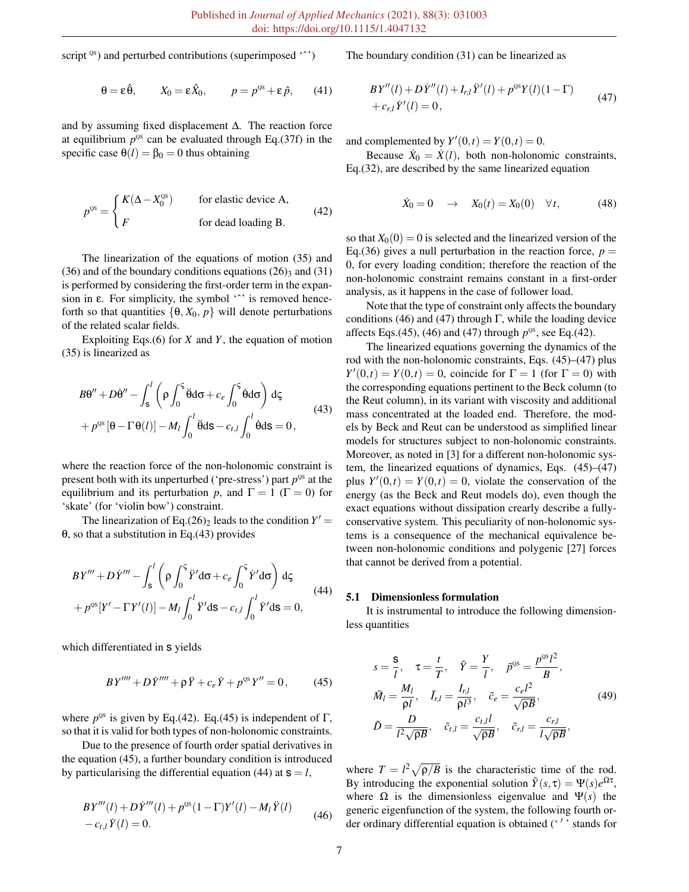script $^{\rm QS}$) and perturbed contributions (superimposed '$\hat{\ }$')

$$\theta = \varepsilon\hat{\theta}, \qquad X_0 = \varepsilon\hat{X}_0, \qquad p = p^{\rm QS} + \varepsilon\,\hat{p}, \tag{41}$$

and by assuming fixed displacement $\Delta$. The reaction force at equilibrium $p^{\rm QS}$ can be evaluated through Eq.(37f) in the specific case $\theta(l) = \beta_0 = 0$ thus obtaining

$$p^{\rm QS} = \begin{cases} K(\Delta - X_0^{\rm QS}) & \text{for elastic device A,} \\ F & \text{for dead loading B.} \end{cases} \tag{42}$$

The linearization of the equations of motion (35) and (36) and of the boundary conditions equations $(26)_3$ and (31) is performed by considering the first-order term in the expansion in $\varepsilon$. For simplicity, the symbol '$\hat{\ }$' is removed henceforth so that quantities $\{\theta, X_0, p\}$ will denote perturbations of the related scalar fields.

Exploiting Eqs.(6) for $X$ and $Y$, the equation of motion (35) is linearized as

$$\begin{aligned} &B\theta'' + D\dot{\theta}'' - \int_{\mathsf{s}}^{l}\left(\rho\int_0^{\varsigma}\ddot{\theta}\mathrm{d}\sigma + c_e\int_0^{\varsigma}\dot{\theta}\mathrm{d}\sigma\right)\mathrm{d}\varsigma \\ &+ p^{\rm QS}\left[\theta - \Gamma\theta(l)\right] - M_l\int_0^l\ddot{\theta}\mathrm{d}\mathsf{s} - c_{t,l}\int_0^l\dot{\theta}\mathrm{d}\mathsf{s} = 0, \end{aligned} \tag{43}$$

where the reaction force of the non-holonomic constraint is present both with its unperturbed ('pre-stress') part $p^{\rm QS}$ at the equilibrium and its perturbation $p$, and $\Gamma = 1$ ($\Gamma = 0$) for 'skate' (for 'violin bow') constraint.

The linearization of Eq.$(26)_2$ leads to the condition $Y' = \theta$, so that a substitution in Eq.(43) provides

$$\begin{aligned} &BY''' + D\dot{Y}''' - \int_{\mathsf{s}}^{l}\left(\rho\int_0^{\varsigma}\ddot{Y}'\mathrm{d}\sigma + c_e\int_0^{\varsigma}\dot{Y}'\mathrm{d}\sigma\right)\mathrm{d}\varsigma \\ &+ p^{\rm QS}[Y' - \Gamma Y'(l)] - M_l\int_0^l\ddot{Y}'\mathrm{d}\mathsf{s} - c_{t,l}\int_0^l\dot{Y}'\mathrm{d}\mathsf{s} = 0, \end{aligned} \tag{44}$$

which differentiated in $\mathsf{s}$ yields

$$BY'''' + D\dot{Y}'''' + \rho\ddot{Y} + c_e\dot{Y} + p^{\rm QS}Y'' = 0, \tag{45}$$

where $p^{\rm QS}$ is given by Eq.(42). Eq.(45) is independent of $\Gamma$, so that it is valid for both types of non-holonomic constraints.

Due to the presence of fourth order spatial derivatives in the equation (45), a further boundary condition is introduced by particularising the differential equation (44) at $\mathsf{s} = l$,

$$\begin{aligned} &BY'''(l) + D\dot{Y}'''(l) + p^{\rm QS}(1-\Gamma)Y'(l) - M_l\ddot{Y}(l) \\ &- c_{t,l}\dot{Y}(l) = 0. \end{aligned} \tag{46}$$

The boundary condition (31) can be linearized as

$$\begin{aligned} &BY''(l) + D\dot{Y}''(l) + I_{r,l}\ddot{Y}'(l) + p^{\rm QS}Y(l)(1-\Gamma) \\ &+ c_{r,l}\dot{Y}'(l) = 0, \end{aligned} \tag{47}$$

and complemented by $Y'(0,t) = Y(0,t) = 0$.

Because $\dot{X}_0 = \dot{X}(l)$, both non-holonomic constraints, Eq.(32), are described by the same linearized equation

$$\dot{X}_0 = 0 \quad \rightarrow \quad X_0(t) = X_0(0) \quad \forall t, \tag{48}$$

so that $X_0(0) = 0$ is selected and the linearized version of the Eq.(36) gives a null perturbation in the reaction force, $p = 0$, for every loading condition; therefore the reaction of the non-holonomic constraint remains constant in a first-order analysis, as it happens in the case of follower load.

Note that the type of constraint only affects the boundary conditions (46) and (47) through $\Gamma$, while the loading device affects Eqs.(45), (46) and (47) through $p^{\rm QS}$, see Eq.(42).

The linearized equations governing the dynamics of the rod with the non-holonomic constraints, Eqs. (45)–(47) plus $Y'(0,t) = Y(0,t) = 0$, coincide for $\Gamma = 1$ (for $\Gamma = 0$) with the corresponding equations pertinent to the Beck column (to the Reut column), in its variant with viscosity and additional mass concentrated at the loaded end. Therefore, the models by Beck and Reut can be understood as simplified linear models for structures subject to non-holonomic constraints. Moreover, as noted in [3] for a different non-holonomic system, the linearized equations of dynamics, Eqs. (45)–(47) plus $Y'(0,t) = Y(0,t) = 0$, violate the conservation of the energy (as the Beck and Reut models do), even though the exact equations without dissipation crearly describe a fully-conservative system. This peculiarity of non-holonomic systems is a consequence of the mechanical equivalence between non-holonomic conditions and polygenic [27] forces that cannot be derived from a potential.

### 5.1 Dimensionless formulation

It is instrumental to introduce the following dimensionless quantities

$$\begin{aligned} &s = \frac{\mathsf{s}}{l}, \quad \tau = \frac{t}{T}, \quad \tilde{Y} = \frac{Y}{l}, \quad \tilde{p}^{\rm QS} = \frac{p^{\rm QS}l^2}{B}, \\ &\tilde{M}_l = \frac{M_l}{\rho l}, \quad \tilde{I}_{r,l} = \frac{I_{r,l}}{\rho l^3}, \quad \tilde{c}_e = \frac{c_e l^2}{\sqrt{\rho B}}, \\ &\tilde{D} = \frac{D}{l^2\sqrt{\rho B}}, \quad \tilde{c}_{t,l} = \frac{c_{t,l}l}{\sqrt{\rho B}}, \quad \tilde{c}_{r,l} = \frac{c_{r,l}}{l\sqrt{\rho B}}, \end{aligned} \tag{49}$$

where $T = l^2\sqrt{\rho/B}$ is the characteristic time of the rod. By introducing the exponential solution $\tilde{Y}(s,\tau) = \Psi(s)e^{\Omega\tau}$, where $\Omega$ is the dimensionless eigenvalue and $\Psi(s)$ the generic eigenfunction of the system, the following fourth order ordinary differential equation is obtained ('$'$' stands for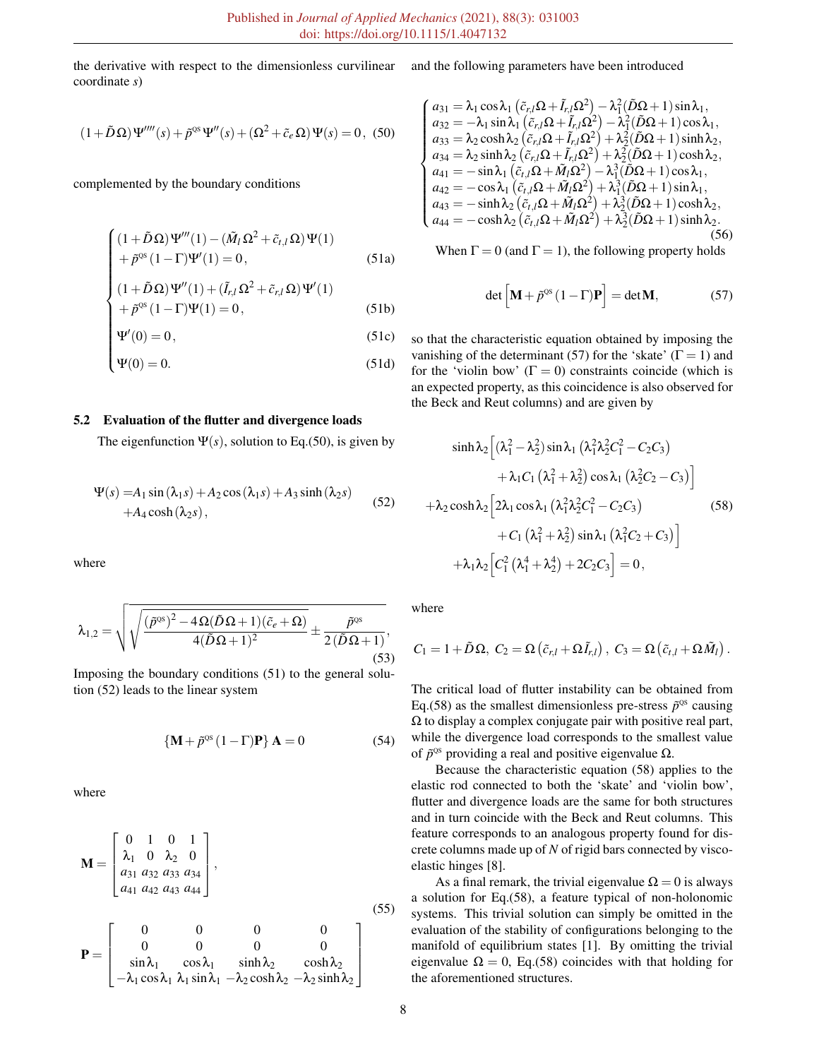the derivative with respect to the dimensionless curvilinear coordinate $s$)

$$(1+\tilde{D}\Omega)\Psi''''(s)+\tilde{p}^{\text{QS}}\Psi''(s)+(\Omega^2+\tilde{c}_e\Omega)\Psi(s)=0, \quad (50)$$

complemented by the boundary conditions

$$\begin{cases} (1+\tilde{D}\Omega)\Psi'''(1)-(\tilde{M}_l\Omega^2+\tilde{c}_{t,l}\Omega)\Psi(1) \\ \quad +\tilde{p}^{\text{QS}}(1-\Gamma)\Psi'(1)=0, & (51a) \\ (1+\tilde{D}\Omega)\Psi''(1)+(\tilde{I}_{r,l}\Omega^2+\tilde{c}_{r,l}\Omega)\Psi'(1) \\ \quad +\tilde{p}^{\text{QS}}(1-\Gamma)\Psi(1)=0, & (51b) \\ \Psi'(0)=0, & (51c) \\ \Psi(0)=0. & (51d) \end{cases}$$

### 5.2 Evaluation of the flutter and divergence loads

The eigenfunction $\Psi(s)$, solution to Eq.(50), is given by

$$\begin{aligned}\Psi(s)=&A_1\sin(\lambda_1 s)+A_2\cos(\lambda_1 s)+A_3\sinh(\lambda_2 s)\\ &+A_4\cosh(\lambda_2 s),\end{aligned} \quad (52)$$

where

$$\lambda_{1,2}=\sqrt{\sqrt{\frac{(\tilde{p}^{\text{QS}})^2-4\Omega(\tilde{D}\Omega+1)(\tilde{c}_e+\Omega)}{4(\tilde{D}\Omega+1)^2}}\pm\frac{\tilde{p}^{\text{QS}}}{2(\tilde{D}\Omega+1)}}, \quad (53)$$

Imposing the boundary conditions (51) to the general solution (52) leads to the linear system

$$\left\{\mathbf{M}+\tilde{p}^{\text{QS}}(1-\Gamma)\mathbf{P}\right\}\mathbf{A}=0 \quad (54)$$

where

$$\mathbf{M}=\begin{bmatrix} 0 & 1 & 0 & 1 \\ \lambda_1 & 0 & \lambda_2 & 0 \\ a_{31} & a_{32} & a_{33} & a_{34} \\ a_{41} & a_{42} & a_{43} & a_{44} \end{bmatrix},$$

$$\mathbf{P}=\begin{bmatrix} 0 & 0 & 0 & 0 \\ 0 & 0 & 0 & 0 \\ \sin\lambda_1 & \cos\lambda_1 & \sinh\lambda_2 & \cosh\lambda_2 \\ -\lambda_1\cos\lambda_1 & \lambda_1\sin\lambda_1 & -\lambda_2\cosh\lambda_2 & -\lambda_2\sinh\lambda_2 \end{bmatrix} \quad (55)$$

and the following parameters have been introduced

$$\begin{cases} a_{31}=\lambda_1\cos\lambda_1\left(\tilde{c}_{r,l}\Omega+\tilde{I}_{r,l}\Omega^2\right)-\lambda_1^2(\tilde{D}\Omega+1)\sin\lambda_1, \\ a_{32}=-\lambda_1\sin\lambda_1\left(\tilde{c}_{r,l}\Omega+\tilde{I}_{r,l}\Omega^2\right)-\lambda_1^2(\tilde{D}\Omega+1)\cos\lambda_1, \\ a_{33}=\lambda_2\cosh\lambda_2\left(\tilde{c}_{r,l}\Omega+\tilde{I}_{r,l}\Omega^2\right)+\lambda_2^2(\tilde{D}\Omega+1)\sinh\lambda_2, \\ a_{34}=\lambda_2\sinh\lambda_2\left(\tilde{c}_{r,l}\Omega+\tilde{I}_{r,l}\Omega^2\right)+\lambda_2^2(\tilde{D}\Omega+1)\cosh\lambda_2, \\ a_{41}=-\sin\lambda_1\left(\tilde{c}_{t,l}\Omega+\tilde{M}_l\Omega^2\right)-\lambda_1^3(\tilde{D}\Omega+1)\cos\lambda_1, \\ a_{42}=-\cos\lambda_1\left(\tilde{c}_{t,l}\Omega+\tilde{M}_l\Omega^2\right)+\lambda_1^3(\tilde{D}\Omega+1)\sin\lambda_1, \\ a_{43}=-\sinh\lambda_2\left(\tilde{c}_{t,l}\Omega+\tilde{M}_l\Omega^2\right)+\lambda_2^3(\tilde{D}\Omega+1)\cosh\lambda_2, \\ a_{44}=-\cosh\lambda_2\left(\tilde{c}_{t,l}\Omega+\tilde{M}_l\Omega^2\right)+\lambda_2^3(\tilde{D}\Omega+1)\sinh\lambda_2. \end{cases} \quad (56)$$

When $\Gamma=0$ (and $\Gamma=1$), the following property holds

$$\det\left[\mathbf{M}+\tilde{p}^{\text{QS}}(1-\Gamma)\mathbf{P}\right]=\det\mathbf{M}, \quad (57)$$

so that the characteristic equation obtained by imposing the vanishing of the determinant (57) for the 'skate' ($\Gamma=1$) and for the 'violin bow' ($\Gamma=0$) constraints coincide (which is an expected property, as this coincidence is also observed for the Beck and Reut columns) and are given by

$$\begin{aligned} &\sinh\lambda_2\Big[(\lambda_1^2-\lambda_2^2)\sin\lambda_1\left(\lambda_1^2\lambda_2^2C_1^2-C_2C_3\right) \\ &\qquad+\lambda_1C_1\left(\lambda_1^2+\lambda_2^2\right)\cos\lambda_1\left(\lambda_2^2C_2-C_3\right)\Big] \\ &+\lambda_2\cosh\lambda_2\Big[2\lambda_1\cos\lambda_1\left(\lambda_1^2\lambda_2^2C_1^2-C_2C_3\right) \\ &\qquad+C_1\left(\lambda_1^2+\lambda_2^2\right)\sin\lambda_1\left(\lambda_1^2C_2+C_3\right)\Big] \\ &+\lambda_1\lambda_2\Big[C_1^2\left(\lambda_1^4+\lambda_2^4\right)+2C_2C_3\Big]=0, \end{aligned} \quad (58)$$

where

$$C_1=1+\tilde{D}\Omega,\ C_2=\Omega\left(\tilde{c}_{r,l}+\Omega\tilde{I}_{r,l}\right),\ C_3=\Omega\left(\tilde{c}_{t,l}+\Omega\tilde{M}_l\right).$$

The critical load of flutter instability can be obtained from Eq.(58) as the smallest dimensionless pre-stress $\tilde{p}^{\text{QS}}$ causing $\Omega$ to display a complex conjugate pair with positive real part, while the divergence load corresponds to the smallest value of $\tilde{p}^{\text{QS}}$ providing a real and positive eigenvalue $\Omega$.

Because the characteristic equation (58) applies to the elastic rod connected to both the 'skate' and 'violin bow', flutter and divergence loads are the same for both structures and in turn coincide with the Beck and Reut columns. This feature corresponds to an analogous property found for discrete columns made up of $N$ of rigid bars connected by visco-elastic hinges [8].

As a final remark, the trivial eigenvalue $\Omega=0$ is always a solution for Eq.(58), a feature typical of non-holonomic systems. This trivial solution can simply be omitted in the evaluation of the stability of configurations belonging to the manifold of equilibrium states [1]. By omitting the trivial eigenvalue $\Omega=0$, Eq.(58) coincides with that holding for the aforementioned structures.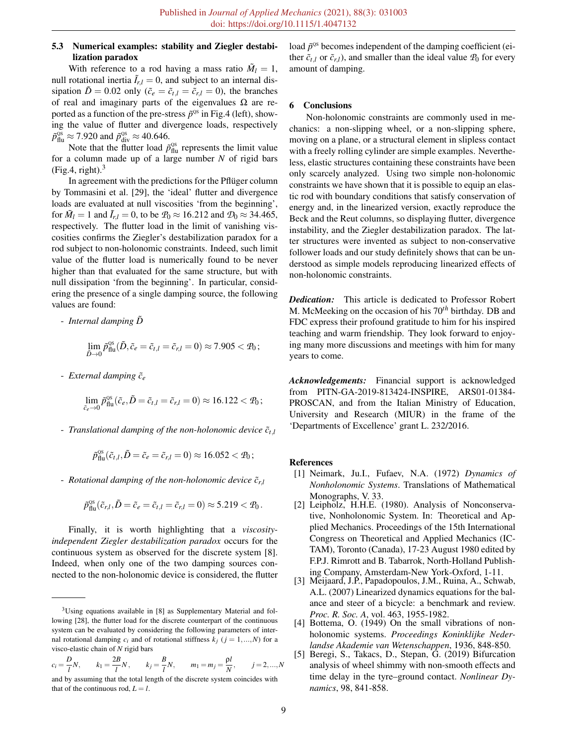### 5.3 Numerical examples: stability and Ziegler destabilization paradox

With reference to a rod having a mass ratio $\tilde{M}_l = 1$, null rotational inertia $\tilde{I}_{r,l} = 0$, and subject to an internal dissipation $\tilde{D} = 0.02$ only ($\tilde{c}_e = \tilde{c}_{t,l} = \tilde{c}_{r,l} = 0$), the branches of real and imaginary parts of the eigenvalues $\Omega$ are reported as a function of the pre-stress $\tilde{p}^{\text{QS}}$ in Fig.4 (left), showing the value of flutter and divergence loads, respectively $\tilde{p}^{\text{QS}}_{\text{flu}} \approx 7.920$ and $\tilde{p}^{\text{QS}}_{\text{div}} \approx 40.646$.

Note that the flutter load $\tilde{p}^{\text{QS}}_{\text{flu}}$ represents the limit value for a column made up of a large number $N$ of rigid bars (Fig.4, right).[3]

In agreement with the predictions for the Pflüger column by Tommasini et al. [29], the 'ideal' flutter and divergence loads are evaluated at null viscosities 'from the beginning', for $\tilde{M}_l = 1$ and $\tilde{I}_{r,l} = 0$, to be $\mathcal{P}_0 \approx 16.212$ and $\mathcal{D}_0 \approx 34.465$, respectively. The flutter load in the limit of vanishing viscosities confirms the Ziegler's destabilization paradox for a rod subject to non-holonomic constraints. Indeed, such limit value of the flutter load is numerically found to be never higher than that evaluated for the same structure, but with null dissipation 'from the beginning'. In particular, considering the presence of a single damping source, the following values are found:

- *Internal damping* $\tilde{D}$

$$\lim_{\tilde{D}\to 0} \tilde{p}^{\text{QS}}_{\text{flu}}(\tilde{D}, \tilde{c}_e = \tilde{c}_{t,l} = \tilde{c}_{r,l} = 0) \approx 7.905 < \mathcal{P}_0\,;$$

- *External damping* $\tilde{c}_e$

$$\lim_{\tilde{c}_e\to 0} \tilde{p}^{\text{QS}}_{\text{flu}}(\tilde{c}_e, \tilde{D} = \tilde{c}_{t,l} = \tilde{c}_{r,l} = 0) \approx 16.122 < \mathcal{P}_0\,;$$

- *Translational damping of the non-holonomic device* $\tilde{c}_{t,l}$

$$\tilde{p}^{\text{QS}}_{\text{flu}}(\tilde{c}_{t,l}, \tilde{D} = \tilde{c}_e = \tilde{c}_{r,l} = 0) \approx 16.052 < \mathcal{P}_0\,;$$

- *Rotational damping of the non-holonomic device* $\tilde{c}_{r,l}$

$$\tilde{p}^{\text{QS}}_{\text{flu}}(\tilde{c}_{r,l}, \tilde{D} = \tilde{c}_e = \tilde{c}_{t,l} = 0) \approx 5.219 < \mathcal{P}_0\,.$$

Finally, it is worth highlighting that a *viscosity-independent Ziegler destabilization paradox* occurs for the continuous system as observed for the discrete system [8]. Indeed, when only one of the two damping sources connected to the non-holonomic device is considered, the flutter load $\tilde{p}^{\text{QS}}$ becomes independent of the damping coefficient (either $\tilde{c}_{t,l}$ or $\tilde{c}_{r,l}$), and smaller than the ideal value $\mathcal{P}_0$ for every amount of damping.

[3] Using equations available in [8] as Supplementary Material and following [28], the flutter load for the discrete counterpart of the continuous system can be evaluated by considering the following parameters of internal rotational damping $c_i$ and of rotational stiffness $k_j$ ($j = 1, ..., N$) for a visco-elastic chain of $N$ rigid bars

$$c_i = \frac{D}{l}N, \qquad k_1 = \frac{2B}{l}N, \qquad k_j = \frac{B}{l}N, \qquad m_1 = m_j = \frac{\rho l}{N}, \qquad j = 2, ..., N$$

and by assuming that the total length of the discrete system coincides with that of the continuous rod, $L = l$.

## 6 Conclusions

Non-holonomic constraints are commonly used in mechanics: a non-slipping wheel, or a non-slipping sphere, moving on a plane, or a structural element in slipless contact with a freely rolling cylinder are simple examples. Nevertheless, elastic structures containing these constraints have been only scarcely analyzed. Using two simple non-holonomic constraints we have shown that it is possible to equip an elastic rod with boundary conditions that satisfy conservation of energy and, in the linearized version, exactly reproduce the Beck and the Reut columns, so displaying flutter, divergence instability, and the Ziegler destabilization paradox. The latter structures were invented as subject to non-conservative follower loads and our study definitely shows that can be understood as simple models reproducing linearized effects of non-holonomic constraints.

***Dedication:*** This article is dedicated to Professor Robert M. McMeeking on the occasion of his $70^{th}$ birthday. DB and FDC express their profound gratitude to him for his inspired teaching and warm friendship. They look forward to enjoying many more discussions and meetings with him for many years to come.

***Acknowledgements:*** Financial support is acknowledged from PITN-GA-2019-813424-INSPIRE, ARS01-01384-PROSCAN, and from the Italian Ministry of Education, University and Research (MIUR) in the frame of the 'Departments of Excellence' grant L. 232/2016.

## References

[1] Neimark, Ju.I., Fufaev, N.A. (1972) *Dynamics of Nonholonomic Systems*. Translations of Mathematical Monographs, V. 33.

[2] Leipholz, H.H.E. (1980). Analysis of Nonconservative, Nonholonomic System. In: Theoretical and Applied Mechanics. Proceedings of the 15th International Congress on Theoretical and Applied Mechanics (ICTAM), Toronto (Canada), 17-23 August 1980 edited by F.P.J. Rimrott and B. Tabarrok, North-Holland Publishing Company, Amsterdam-New York-Oxford, 1-11.

[3] Meijaard, J.P., Papadopoulos, J.M., Ruina, A., Schwab, A.L. (2007) Linearized dynamics equations for the balance and steer of a bicycle: a benchmark and review. *Proc. R. Soc. A*, vol. 463, 1955-1982.

[4] Bottema, O. (1949) On the small vibrations of nonholonomic systems. *Proceedings Koninklijke Nederlandse Akademie van Wetenschappen*, 1936, 848-850.

[5] Beregi, S., Takacs, D., Stepan, G. (2019) Bifurcation analysis of wheel shimmy with non-smooth effects and time delay in the tyre–ground contact. *Nonlinear Dynamics*, 98, 841-858.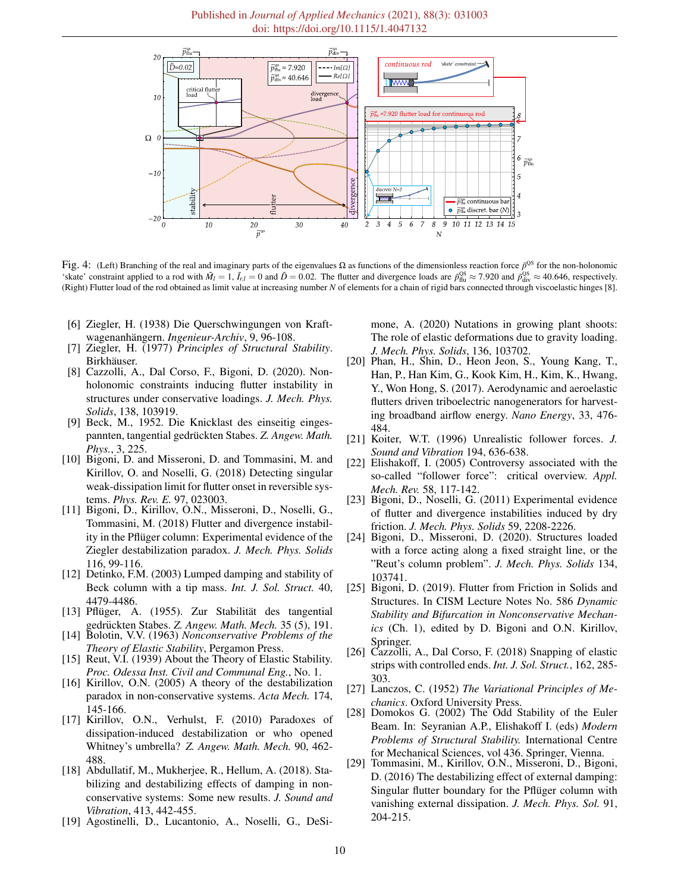$\tilde{p}^{qs}_{flu}$

$\tilde{p}^{qs}_{div}$

20

$\tilde{D}$=0.02

$\tilde{p}^{qs}_{flu} \approx 7.920$

$\tilde{p}^{qs}_{div} \approx 40.646$

Im[Ω]

Re[Ω]

critical flutter load

divergence load

10

Ω 0

−10

−20

stability

flutter

divergence

0 10 20 30 40

$\tilde{p}^{qs}$

continuous rod

'skate' constraint

$\tilde{p}^{qs}_{flu}$ ≈7.920 flutter load for continuous rod

8

7

6 $\tilde{p}^{qs}_{flu}$

5

4

3

discrete N=2

$\tilde{p}^{qs}_{flu}$ continuous bar

$\tilde{p}^{qs}_{flu}$ discret. bar (N)

2 3 4 5 6 7 8 9 10 11 12 13 14 15

N

Fig. 4: (Left) Branching of the real and imaginary parts of the eigenvalues Ω as functions of the dimensionless reaction force $\tilde{p}^{QS}$ for the non-holonomic 'skate' constraint applied to a rod with $\tilde{M}_l = 1$, $\tilde{I}_{r,l} = 0$ and $\tilde{D} = 0.02$. The flutter and divergence loads are $\tilde{p}^{QS}_{flu} \approx 7.920$ and $\tilde{p}^{QS}_{div} \approx 40.646$, respectively. (Right) Flutter load of the rod obtained as limit value at increasing number $N$ of elements for a chain of rigid bars connected through viscoelastic hinges [8].

[6] Ziegler, H. (1938) Die Querschwingungen von Kraftwagenanhängern. *Ingenieur-Archiv*, 9, 96-108.

[7] Ziegler, H. (1977) *Principles of Structural Stability*. Birkhäuser.

[8] Cazzolli, A., Dal Corso, F., Bigoni, D. (2020). Nonholonomic constraints inducing flutter instability in structures under conservative loadings. *J. Mech. Phys. Solids*, 138, 103919.

[9] Beck, M., 1952. Die Knicklast des einseitig eingespannten, tangential gedrückten Stabes. *Z. Angew. Math. Phys.*, 3, 225.

[10] Bigoni, D. and Misseroni, D. and Tommasini, M. and Kirillov, O. and Noselli, G. (2018) Detecting singular weak-dissipation limit for flutter onset in reversible systems. *Phys. Rev. E.* 97, 023003.

[11] Bigoni, D., Kirillov, O.N., Misseroni, D., Noselli, G., Tommasini, M. (2018) Flutter and divergence instability in the Pflüger column: Experimental evidence of the Ziegler destabilization paradox. *J. Mech. Phys. Solids* 116, 99-116.

[12] Detinko, F.M. (2003) Lumped damping and stability of Beck column with a tip mass. *Int. J. Sol. Struct.* 40, 4479-4486.

[13] Pflüger, A. (1955). Zur Stabilität des tangential gedrückten Stabes. *Z. Angew. Math. Mech.* 35 (5), 191.

[14] Bolotin, V.V. (1963) *Nonconservative Problems of the Theory of Elastic Stability*, Pergamon Press.

[15] Reut, V.I. (1939) About the Theory of Elastic Stability. *Proc. Odessa Inst. Civil and Communal Eng.*, No. 1.

[16] Kirillov, O.N. (2005) A theory of the destabilization paradox in non-conservative systems. *Acta Mech.* 174, 145-166.

[17] Kirillov, O.N., Verhulst, F. (2010) Paradoxes of dissipation-induced destabilization or who opened Whitney's umbrella? *Z. Angew. Math. Mech.* 90, 462-488.

[18] Abdullatif, M., Mukherjee, R., Hellum, A. (2018). Stabilizing and destabilizing effects of damping in nonconservative systems: Some new results. *J. Sound and Vibration*, 413, 442-455.

[19] Agostinelli, D., Lucantonio, A., Noselli, G., DeSimone, A. (2020) Nutations in growing plant shoots: The role of elastic deformations due to gravity loading. *J. Mech. Phys. Solids*, 136, 103702.

[20] Phan, H., Shin, D., Heon Jeon, S., Young Kang, T., Han, P., Han Kim, G., Kook Kim, H., Kim, K., Hwang, Y., Won Hong, S. (2017). Aerodynamic and aeroelastic flutters driven triboelectric nanogenerators for harvesting broadband airflow energy. *Nano Energy*, 33, 476-484.

[21] Koiter, W.T. (1996) Unrealistic follower forces. *J. Sound and Vibration* 194, 636-638.

[22] Elishakoff, I. (2005) Controversy associated with the so-called "follower force": critical overview. *Appl. Mech. Rev.* 58, 117-142.

[23] Bigoni, D., Noselli, G. (2011) Experimental evidence of flutter and divergence instabilities induced by dry friction. *J. Mech. Phys. Solids* 59, 2208-2226.

[24] Bigoni, D., Misseroni, D. (2020). Structures loaded with a force acting along a fixed straight line, or the "Reut's column problem". *J. Mech. Phys. Solids* 134, 103741.

[25] Bigoni, D. (2019). Flutter from Friction in Solids and Structures. In CISM Lecture Notes No. 586 *Dynamic Stability and Bifurcation in Nonconservative Mechanics* (Ch. 1), edited by D. Bigoni and O.N. Kirillov, Springer.

[26] Cazzolli, A., Dal Corso, F. (2018) Snapping of elastic strips with controlled ends. *Int. J. Sol. Struct.*, 162, 285-303.

[27] Lanczos, C. (1952) *The Variational Principles of Mechanics*. Oxford University Press.

[28] Domokos G. (2002) The Odd Stability of the Euler Beam. In: Seyranian A.P., Elishakoff I. (eds) *Modern Problems of Structural Stability.* International Centre for Mechanical Sciences, vol 436. Springer, Vienna.

[29] Tommasini, M., Kirillov, O.N., Misseroni, D., Bigoni, D. (2016) The destabilizing effect of external damping: Singular flutter boundary for the Pflüger column with vanishing external dissipation. *J. Mech. Phys. Sol.* 91, 204-215.